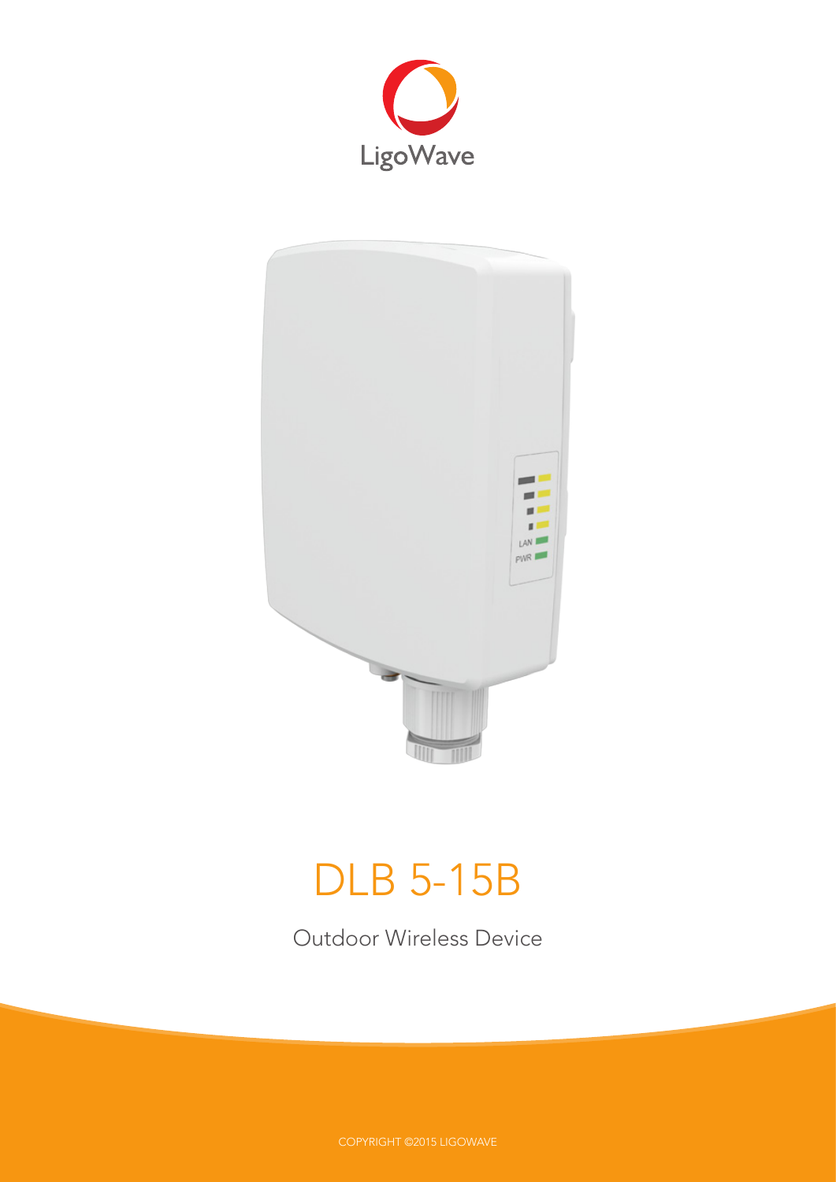LigoWave

# DLB 5-15B

Outdoor Wireless Device

COPYRIGHT ©2015 LIGOWAVE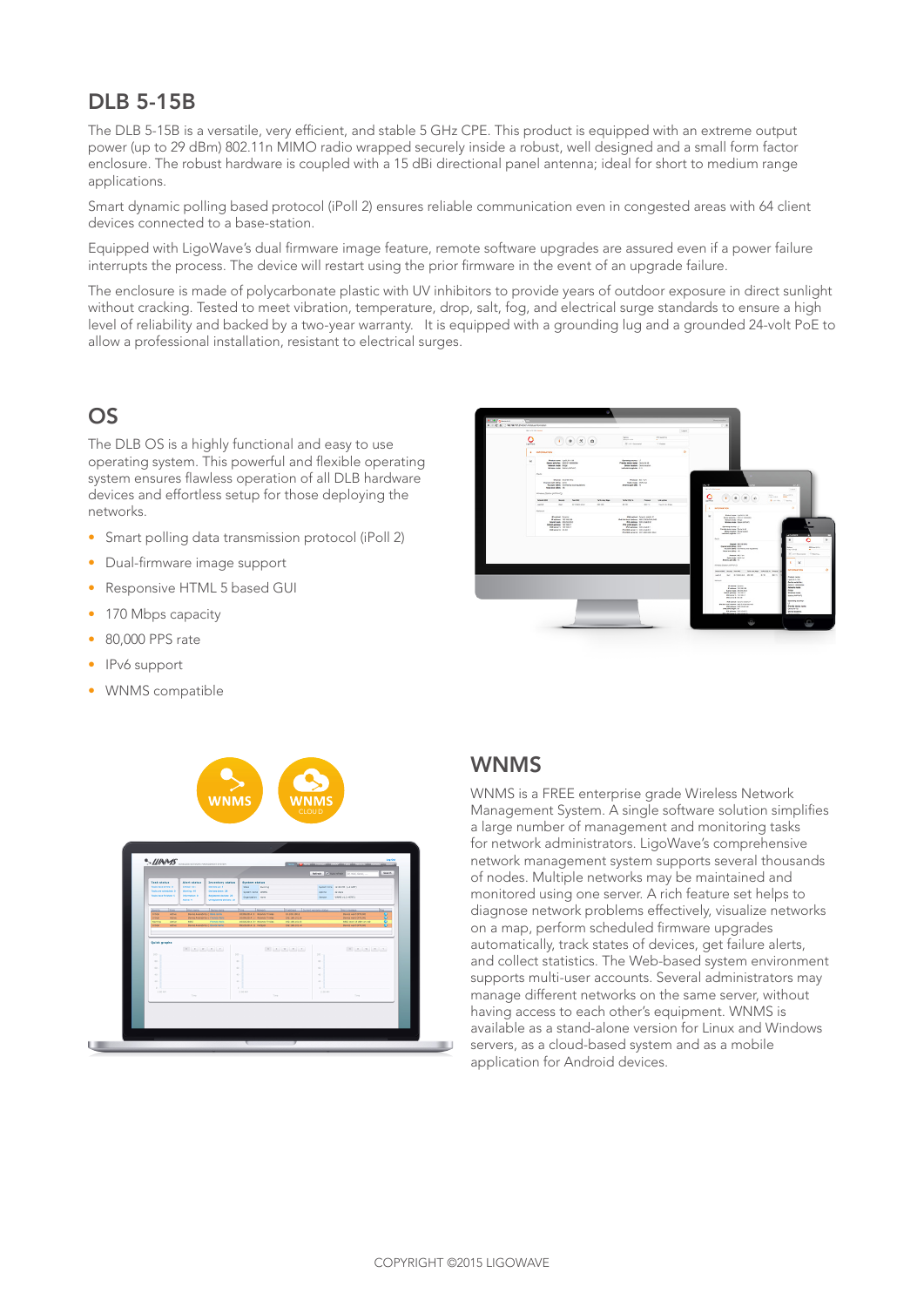## DLB 5-15B

The DLB 5-15B is a versatile, very efficient, and stable 5 GHz CPE. This product is equipped with an extreme output power (up to 29 dBm) 802.11n MIMO radio wrapped securely inside a robust, well designed and a small form factor enclosure. The robust hardware is coupled with a 15 dBi directional panel antenna; ideal for short to medium range applications.

Smart dynamic polling based protocol (iPoll 2) ensures reliable communication even in congested areas with 64 client devices connected to a base-station.

Equipped with LigoWave's dual firmware image feature, remote software upgrades are assured even if a power failure interrupts the process. The device will restart using the prior firmware in the event of an upgrade failure.

The enclosure is made of polycarbonate plastic with UV inhibitors to provide years of outdoor exposure in direct sunlight without cracking. Tested to meet vibration, temperature, drop, salt, fog, and electrical surge standards to ensure a high level of reliability and backed by a two-year warranty. It is equipped with a grounding lug and a grounded 24-volt PoE to allow a professional installation, resistant to electrical surges.

## OS

The DLB OS is a highly functional and easy to use operating system. This powerful and flexible operating system ensures flawless operation of all DLB hardware devices and effortless setup for those deploying the networks.

- Smart polling data transmission protocol (iPoll 2)
- Dual-firmware image support
- Responsive HTML 5 based GUI
- 170 Mbps capacity
- 80,000 PPS rate
- IPv6 support
- WNMS compatible

## WNMS

WNMS is a FREE enterprise grade Wireless Network Management System. A single software solution simplifies a large number of management and monitoring tasks for network administrators. LigoWave's comprehensive network management system supports several thousands of nodes. Multiple networks may be maintained and monitored using one server. A rich feature set helps to diagnose network problems effectively, visualize networks on a map, perform scheduled firmware upgrades automatically, track states of devices, get failure alerts, and collect statistics. The Web-based system environment supports multi-user accounts. Several administrators may manage different networks on the same server, without having access to each other's equipment. WNMS is available as a stand-alone version for Linux and Windows servers, as a cloud-based system and as a mobile application for Android devices.

COPYRIGHT ©2015 LIGOWAVE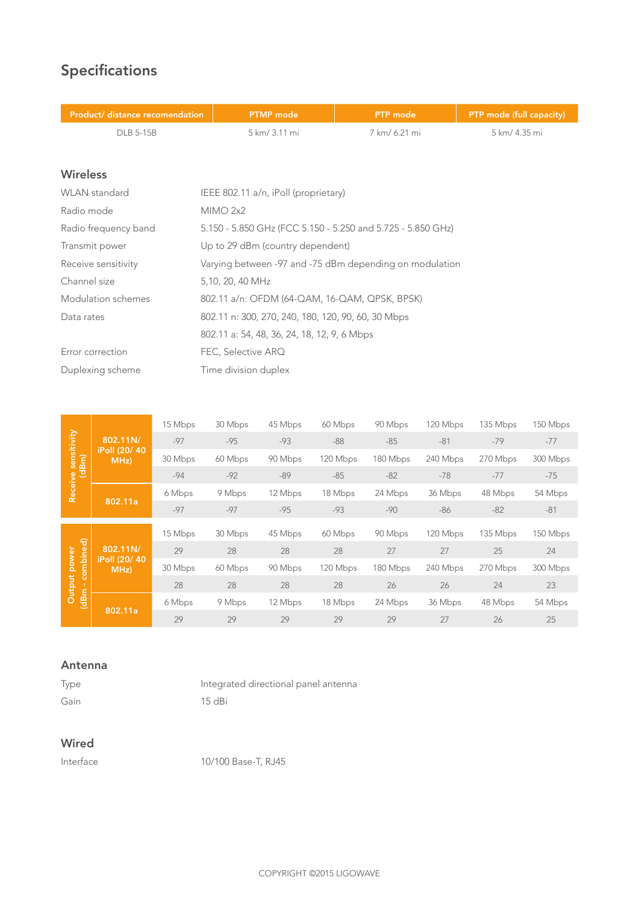# Specifications

| Product/ distance recomendation | PTMP mode | PTP mode | PTP mode (full capacity) |
| --- | --- | --- | --- |
| DLB 5-15B | 5 km/ 3.11 mi | 7 km/ 6.21 mi | 5 km/ 4.35 mi |

## Wireless

| | |
| --- | --- |
| WLAN standard | IEEE 802.11 a/n, iPoll (proprietary) |
| Radio mode | MIMO 2x2 |
| Radio frequency band | 5.150 - 5.850 GHz (FCC 5.150 - 5.250 and 5.725 - 5.850 GHz) |
| Transmit power | Up to 29 dBm (country dependent) |
| Receive sensitivity | Varying between -97 and -75 dBm depending on modulation |
| Channel size | 5,10, 20, 40 MHz |
| Modulation schemes | 802.11 a/n: OFDM (64-QAM, 16-QAM, QPSK, BPSK) |
| Data rates | 802.11 n: 300, 270, 240, 180, 120, 90, 60, 30 Mbps |
| | 802.11 a: 54, 48, 36, 24, 18, 12, 9, 6 Mbps |
| Error correction | FEC, Selective ARQ |
| Duplexing scheme | Time division duplex |

| | | | | | | | | | |
| --- | --- | --- | --- | --- | --- | --- | --- | --- | --- |
| Receive sensitivity (dBm) | 802.11N/ iPoll (20/ 40 MHz) | 15 Mbps | 30 Mbps | 45 Mbps | 60 Mbps | 90 Mbps | 120 Mbps | 135 Mbps | 150 Mbps |
| | | -97 | -95 | -93 | -88 | -85 | -81 | -79 | -77 |
| | | 30 Mbps | 60 Mbps | 90 Mbps | 120 Mbps | 180 Mbps | 240 Mbps | 270 Mbps | 300 Mbps |
| | | -94 | -92 | -89 | -85 | -82 | -78 | -77 | -75 |
| | 802.11a | 6 Mbps | 9 Mbps | 12 Mbps | 18 Mbps | 24 Mbps | 36 Mbps | 48 Mbps | 54 Mbps |
| | | -97 | -97 | -95 | -93 | -90 | -86 | -82 | -81 |
| Output power (dBm - combined) | 802.11N/ iPoll (20/ 40 MHz) | 15 Mbps | 30 Mbps | 45 Mbps | 60 Mbps | 90 Mbps | 120 Mbps | 135 Mbps | 150 Mbps |
| | | 29 | 28 | 28 | 28 | 27 | 27 | 25 | 24 |
| | | 30 Mbps | 60 Mbps | 90 Mbps | 120 Mbps | 180 Mbps | 240 Mbps | 270 Mbps | 300 Mbps |
| | | 28 | 28 | 28 | 28 | 26 | 26 | 24 | 23 |
| | 802.11a | 6 Mbps | 9 Mbps | 12 Mbps | 18 Mbps | 24 Mbps | 36 Mbps | 48 Mbps | 54 Mbps |
| | | 29 | 29 | 29 | 29 | 29 | 27 | 26 | 25 |

## Antenna

| | |
| --- | --- |
| Type | Integrated directional panel antenna |
| Gain | 15 dBi |

## Wired

| | |
| --- | --- |
| Interface | 10/100 Base-T, RJ45 |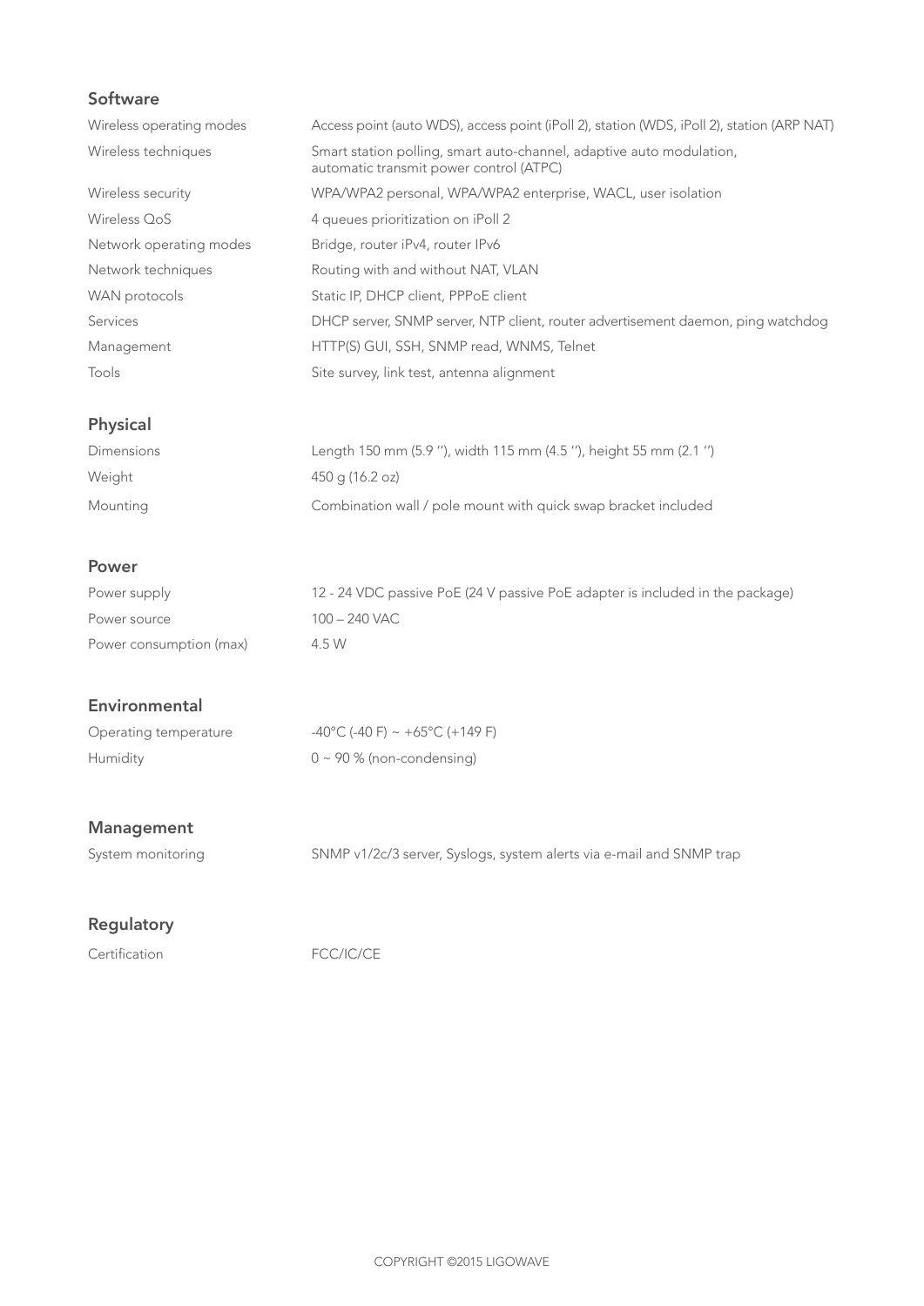## Software

| | |
|---|---|
| Wireless operating modes | Access point (auto WDS), access point (iPoll 2), station (WDS, iPoll 2), station (ARP NAT) |
| Wireless techniques | Smart station polling, smart auto-channel, adaptive auto modulation, automatic transmit power control (ATPC) |
| Wireless security | WPA/WPA2 personal, WPA/WPA2 enterprise, WACL, user isolation |
| Wireless QoS | 4 queues prioritization on iPoll 2 |
| Network operating modes | Bridge, router iPv4, router IPv6 |
| Network techniques | Routing with and without NAT, VLAN |
| WAN protocols | Static IP, DHCP client, PPPoE client |
| Services | DHCP server, SNMP server, NTP client, router advertisement daemon, ping watchdog |
| Management | HTTP(S) GUI, SSH, SNMP read, WNMS, Telnet |
| Tools | Site survey, link test, antenna alignment |

## Physical

| | |
|---|---|
| Dimensions | Length 150 mm (5.9 ''), width 115 mm (4.5 ''), height 55 mm (2.1 '') |
| Weight | 450 g (16.2 oz) |
| Mounting | Combination wall / pole mount with quick swap bracket included |

## Power

| | |
|---|---|
| Power supply | 12 - 24 VDC passive PoE (24 V passive PoE adapter is included in the package) |
| Power source | 100 – 240 VAC |
| Power consumption (max) | 4.5 W |

## Environmental

| | |
|---|---|
| Operating temperature | -40°C (-40 F) ~ +65°C (+149 F) |
| Humidity | 0 ~ 90 % (non-condensing) |

## Management

| | |
|---|---|
| System monitoring | SNMP v1/2c/3 server, Syslogs, system alerts via e-mail and SNMP trap |

## Regulatory

| | |
|---|---|
| Certification | FCC/IC/CE |

COPYRIGHT ©2015 LIGOWAVE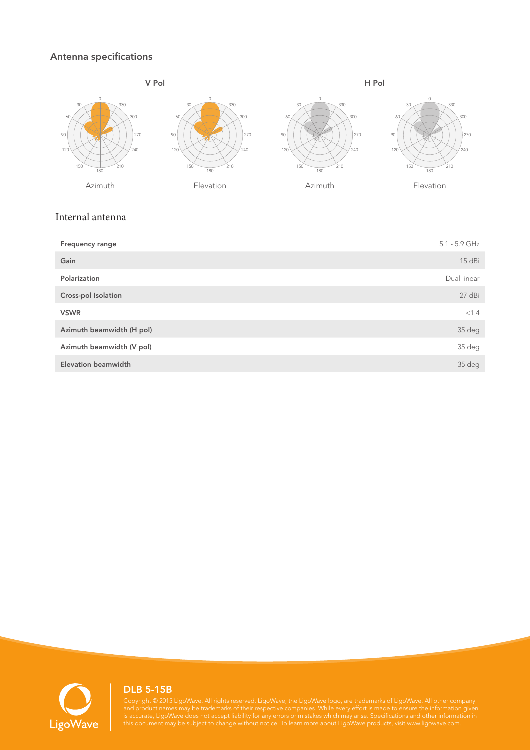## Antenna specifications

V Pol

H Pol

0
30
330
60
300
90
270
120
240
150
210
180

Azimuth

Elevation

Azimuth

Elevation

### Internal antenna

| | |
|---|---|
| **Frequency range** | 5.1 - 5.9 GHz |
| **Gain** | 15 dBi |
| **Polarization** | Dual linear |
| **Cross-pol Isolation** | 27 dBi |
| **VSWR** | <1.4 |
| **Azimuth beamwidth (H pol)** | 35 deg |
| **Azimuth beamwidth (V pol)** | 35 deg |
| **Elevation beamwidth** | 35 deg |

LigoWave

**DLB 5-15B**

Copyright © 2015 LigoWave. All rights reserved. LigoWave, the LigoWave logo, are trademarks of LigoWave. All other company and product names may be trademarks of their respective companies. While every effort is made to ensure the information given is accurate, LigoWave does not accept liability for any errors or mistakes which may arise. Specifications and other information in this document may be subject to change without notice. To learn more about LigoWave products, visit www.ligowave.com.